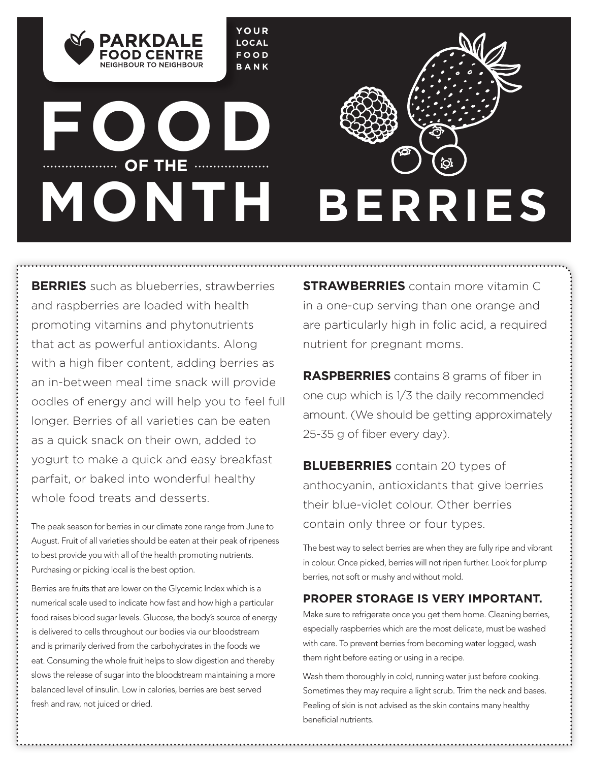**PARKDALE FOOD CENTRE**
NEIGHBOUR TO NEIGHBOUR

YOUR LOCAL FOOD BANK

# FOOD OF THE MONTH

# BERRIES

**BERRIES** such as blueberries, strawberries and raspberries are loaded with health promoting vitamins and phytonutrients that act as powerful antioxidants. Along with a high fiber content, adding berries as an in-between meal time snack will provide oodles of energy and will help you to feel full longer. Berries of all varieties can be eaten as a quick snack on their own, added to yogurt to make a quick and easy breakfast parfait, or baked into wonderful healthy whole food treats and desserts.

The peak season for berries in our climate zone range from June to August. Fruit of all varieties should be eaten at their peak of ripeness to best provide you with all of the health promoting nutrients. Purchasing or picking local is the best option.

Berries are fruits that are lower on the Glycemic Index which is a numerical scale used to indicate how fast and how high a particular food raises blood sugar levels. Glucose, the body's source of energy is delivered to cells throughout our bodies via our bloodstream and is primarily derived from the carbohydrates in the foods we eat. Consuming the whole fruit helps to slow digestion and thereby slows the release of sugar into the bloodstream maintaining a more balanced level of insulin. Low in calories, berries are best served fresh and raw, not juiced or dried.

**STRAWBERRIES** contain more vitamin C in a one-cup serving than one orange and are particularly high in folic acid, a required nutrient for pregnant moms.

**RASPBERRIES** contains 8 grams of fiber in one cup which is 1/3 the daily recommended amount. (We should be getting approximately 25-35 g of fiber every day).

**BLUEBERRIES** contain 20 types of anthocyanin, antioxidants that give berries their blue-violet colour. Other berries contain only three or four types.

The best way to select berries are when they are fully ripe and vibrant in colour. Once picked, berries will not ripen further. Look for plump berries, not soft or mushy and without mold.

## PROPER STORAGE IS VERY IMPORTANT.

Make sure to refrigerate once you get them home. Cleaning berries, especially raspberries which are the most delicate, must be washed with care. To prevent berries from becoming water logged, wash them right before eating or using in a recipe.

Wash them thoroughly in cold, running water just before cooking. Sometimes they may require a light scrub. Trim the neck and bases. Peeling of skin is not advised as the skin contains many healthy beneficial nutrients.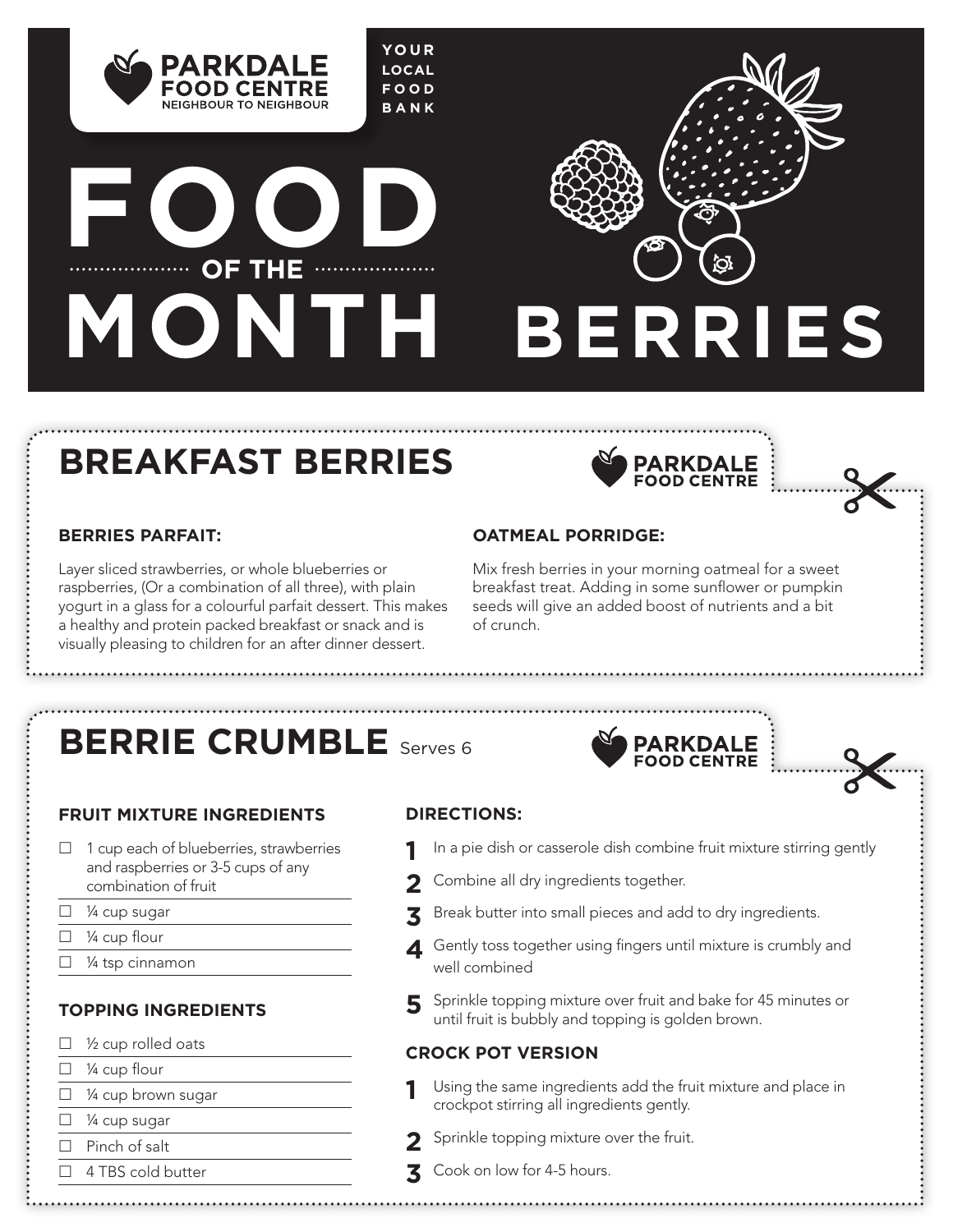PARKDALE FOOD CENTRE
NEIGHBOUR TO NEIGHBOUR

YOUR LOCAL FOOD BANK

# FOOD OF THE MONTH BERRIES

## BREAKFAST BERRIES

PARKDALE FOOD CENTRE

### BERRIES PARFAIT:

Layer sliced strawberries, or whole blueberries or raspberries, (Or a combination of all three), with plain yogurt in a glass for a colourful parfait dessert. This makes a healthy and protein packed breakfast or snack and is visually pleasing to children for an after dinner dessert.

### OATMEAL PORRIDGE:

Mix fresh berries in your morning oatmeal for a sweet breakfast treat. Adding in some sunflower or pumpkin seeds will give an added boost of nutrients and a bit of crunch.

## BERRIE CRUMBLE Serves 6

PARKDALE FOOD CENTRE

### FRUIT MIXTURE INGREDIENTS

- ☐ 1 cup each of blueberries, strawberries and raspberries or 3-5 cups of any combination of fruit
- ☐ ¼ cup sugar
- ☐ ¼ cup flour
- ☐ ¼ tsp cinnamon

### TOPPING INGREDIENTS

- ☐ ½ cup rolled oats
- ☐ ¼ cup flour
- ☐ ¼ cup brown sugar
- ☐ ¼ cup sugar
- ☐ Pinch of salt
- ☐ 4 TBS cold butter

### DIRECTIONS:

1. In a pie dish or casserole dish combine fruit mixture stirring gently
2. Combine all dry ingredients together.
3. Break butter into small pieces and add to dry ingredients.
4. Gently toss together using fingers until mixture is crumbly and well combined
5. Sprinkle topping mixture over fruit and bake for 45 minutes or until fruit is bubbly and topping is golden brown.

### CROCK POT VERSION

1. Using the same ingredients add the fruit mixture and place in crockpot stirring all ingredients gently.
2. Sprinkle topping mixture over the fruit.
3. Cook on low for 4-5 hours.